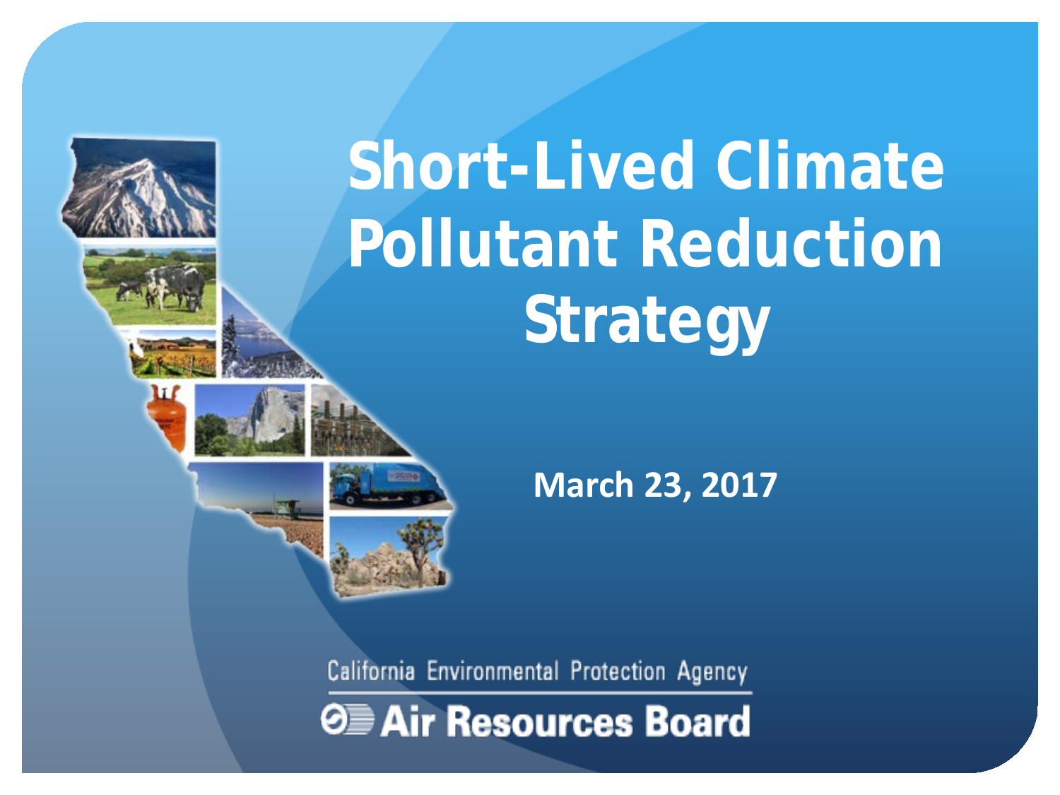# Short-Lived Climate Pollutant Reduction Strategy

**March 23, 2017**

California Environmental Protection Agency

**Air Resources Board**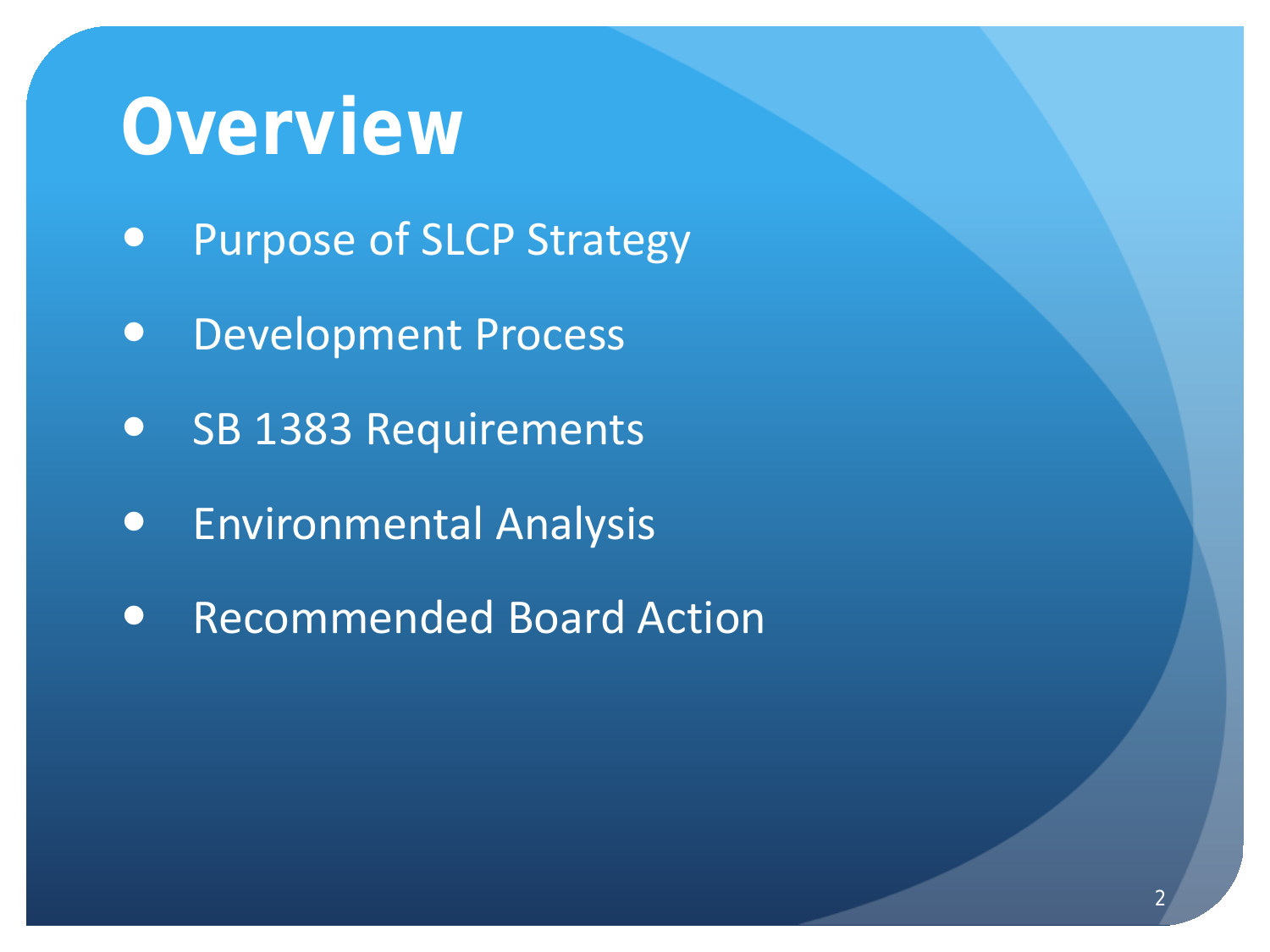# Overview

- Purpose of SLCP Strategy
- Development Process
- SB 1383 Requirements
- Environmental Analysis
- Recommended Board Action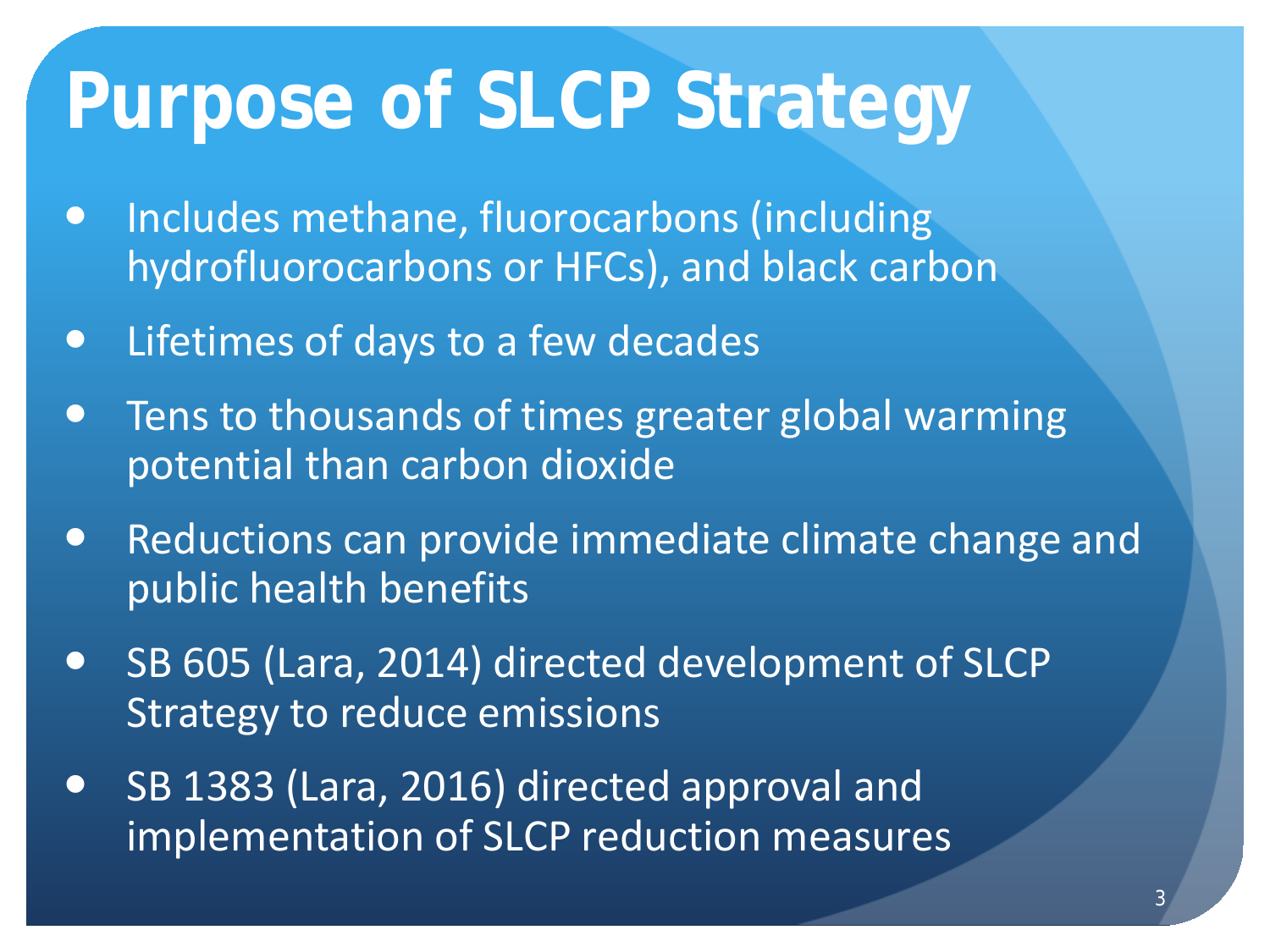# Purpose of SLCP Strategy

- Includes methane, fluorocarbons (including hydrofluorocarbons or HFCs), and black carbon
- Lifetimes of days to a few decades
- Tens to thousands of times greater global warming potential than carbon dioxide
- Reductions can provide immediate climate change and public health benefits
- SB 605 (Lara, 2014) directed development of SLCP Strategy to reduce emissions
- SB 1383 (Lara, 2016) directed approval and implementation of SLCP reduction measures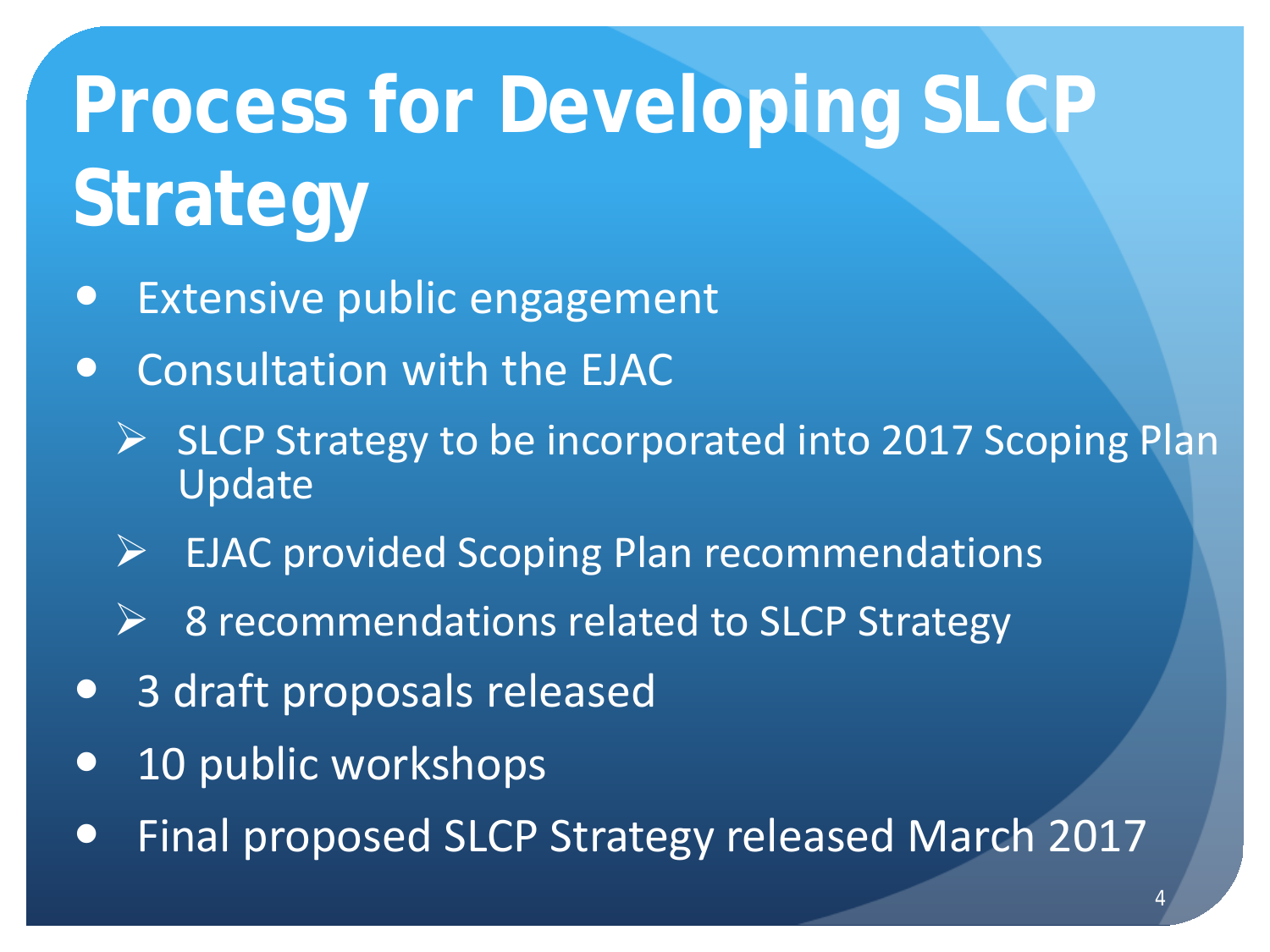# Process for Developing SLCP Strategy

- Extensive public engagement
- Consultation with the EJAC
  - SLCP Strategy to be incorporated into 2017 Scoping Plan Update
  - EJAC provided Scoping Plan recommendations
  - 8 recommendations related to SLCP Strategy
- 3 draft proposals released
- 10 public workshops
- Final proposed SLCP Strategy released March 2017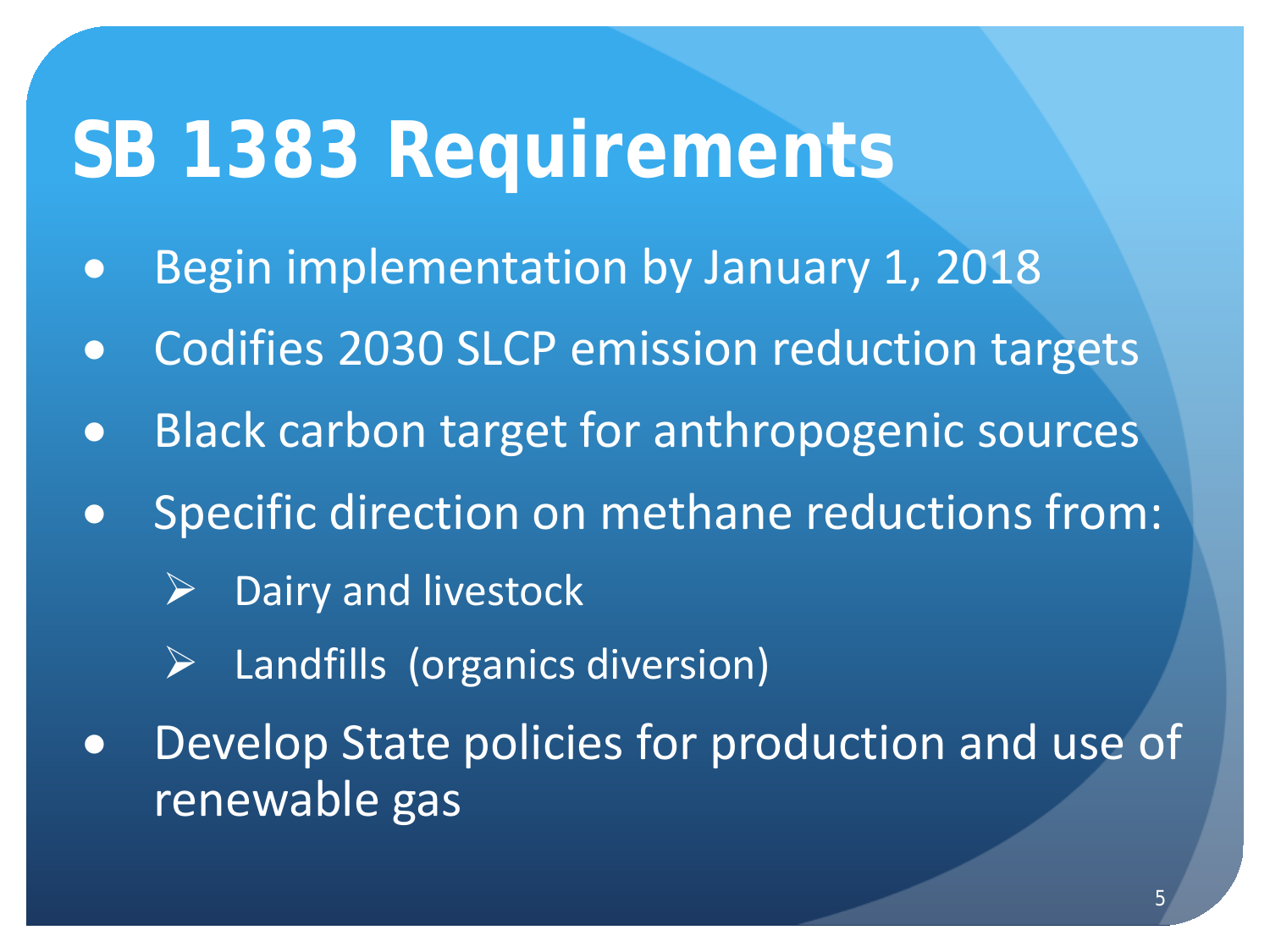# SB 1383 Requirements

- Begin implementation by January 1, 2018
- Codifies 2030 SLCP emission reduction targets
- Black carbon target for anthropogenic sources
- Specific direction on methane reductions from:
  - Dairy and livestock
  - Landfills (organics diversion)
- Develop State policies for production and use of renewable gas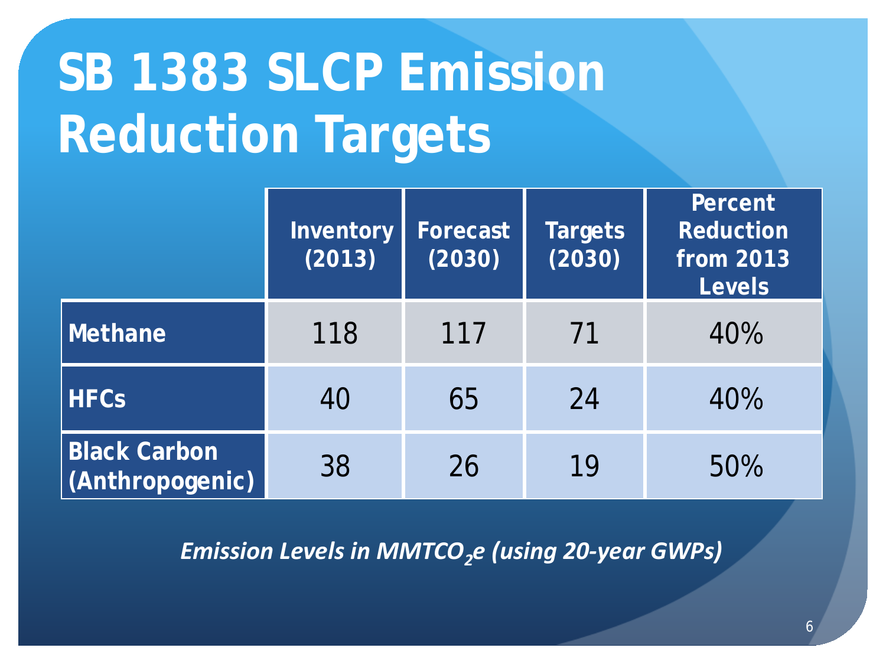# SB 1383 SLCP Emission Reduction Targets

| | Inventory (2013) | Forecast (2030) | Targets (2030) | Percent Reduction from 2013 Levels |
|---|---|---|---|---|
| **Methane** | 118 | 117 | 71 | 40% |
| **HFCs** | 40 | 65 | 24 | 40% |
| **Black Carbon (Anthropogenic)** | 38 | 26 | 19 | 50% |

*Emission Levels in MMT$CO_2$e (using 20-year GWPs)*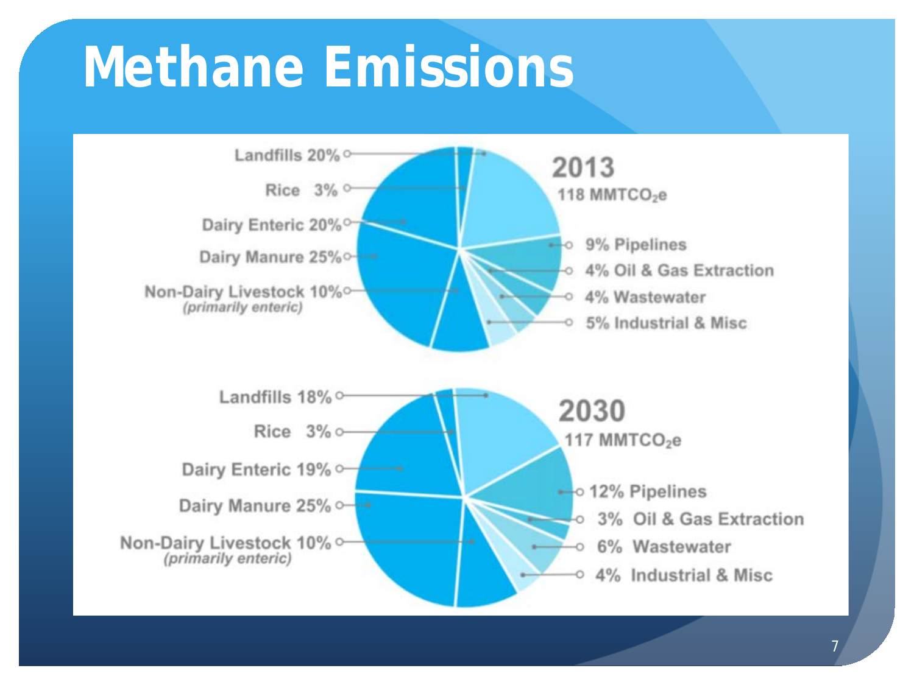# Methane Emissions

**2013**
118 MMTCO$_2$e

- Landfills 20%
- Rice 3%
- Dairy Enteric 20%
- Dairy Manure 25%
- Non-Dairy Livestock 10% *(primarily enteric)*
- 9% Pipelines
- 4% Oil & Gas Extraction
- 4% Wastewater
- 5% Industrial & Misc

**2030**
117 MMTCO$_2$e

- Landfills 18%
- Rice 3%
- Dairy Enteric 19%
- Dairy Manure 25%
- Non-Dairy Livestock 10% *(primarily enteric)*
- 12% Pipelines
- 3% Oil & Gas Extraction
- 6% Wastewater
- 4% Industrial & Misc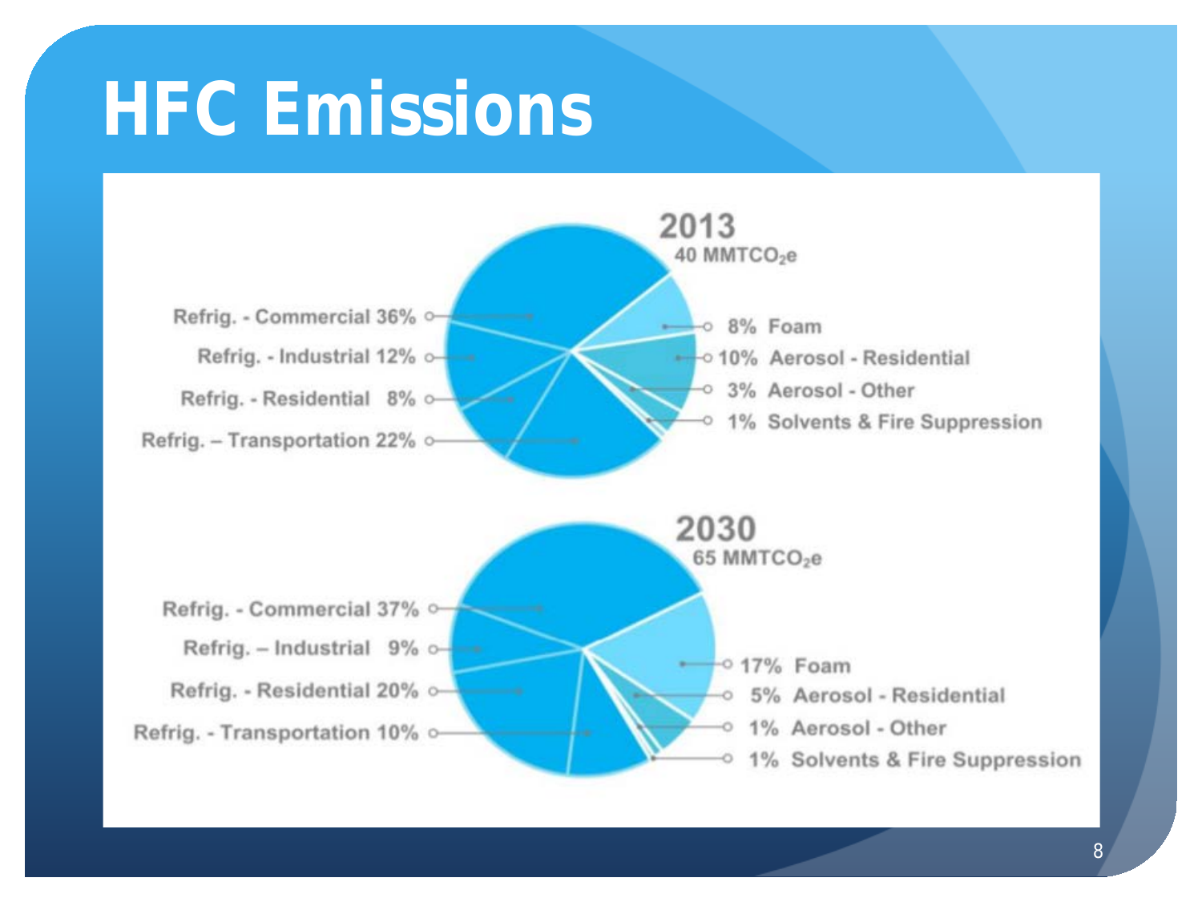# HFC Emissions

**2013**
40 $MMTCO_2e$

- Refrig. - Commercial 36%
- Refrig. - Industrial 12%
- Refrig. - Residential 8%
- Refrig. – Transportation 22%
- 8% Foam
- 10% Aerosol - Residential
- 3% Aerosol - Other
- 1% Solvents & Fire Suppression

**2030**
65 $MMTCO_2e$

- Refrig. - Commercial 37%
- Refrig. – Industrial 9%
- Refrig. - Residential 20%
- Refrig. - Transportation 10%
- 17% Foam
- 5% Aerosol - Residential
- 1% Aerosol - Other
- 1% Solvents & Fire Suppression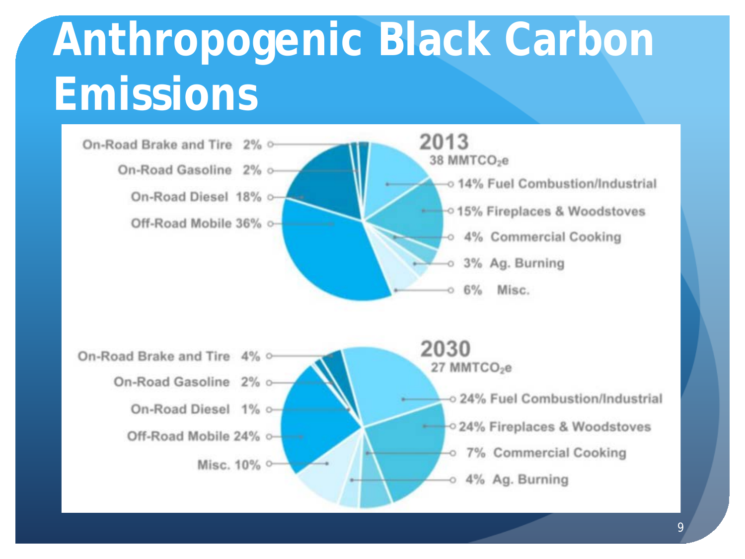# Anthropogenic Black Carbon Emissions

**2013**
38 $MMTCO_2e$

- On-Road Brake and Tire 2%
- On-Road Gasoline 2%
- On-Road Diesel 18%
- Off-Road Mobile 36%
- 14% Fuel Combustion/Industrial
- 15% Fireplaces & Woodstoves
- 4% Commercial Cooking
- 3% Ag. Burning
- 6% Misc.

**2030**
27 $MMTCO_2e$

- On-Road Brake and Tire 4%
- On-Road Gasoline 2%
- On-Road Diesel 1%
- Off-Road Mobile 24%
- Misc. 10%
- 24% Fuel Combustion/Industrial
- 24% Fireplaces & Woodstoves
- 7% Commercial Cooking
- 4% Ag. Burning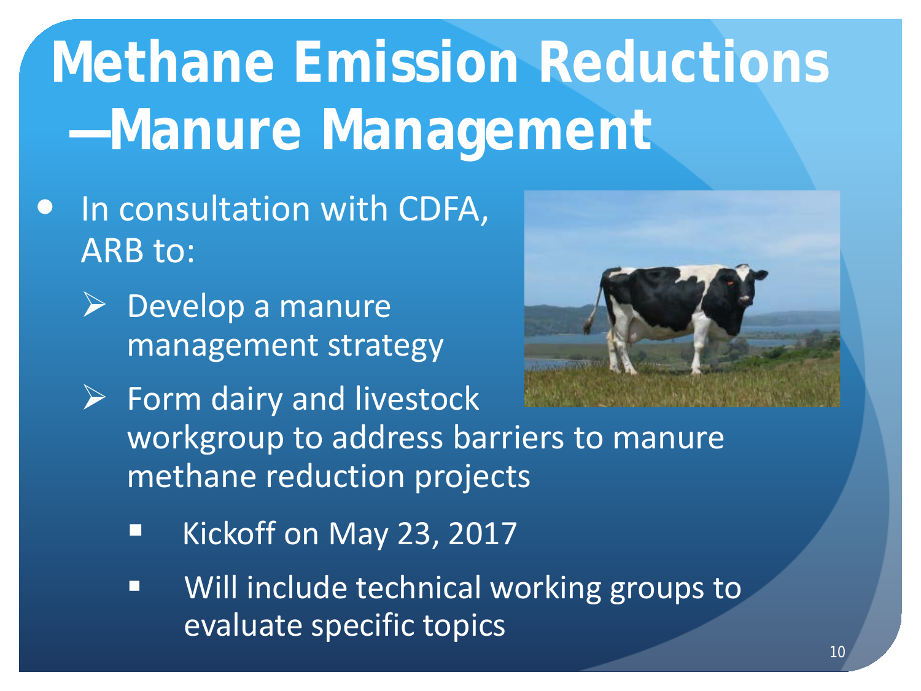# Methane Emission Reductions —Manure Management

- In consultation with CDFA, ARB to:
  - Develop a manure management strategy
  - Form dairy and livestock workgroup to address barriers to manure methane reduction projects
    - Kickoff on May 23, 2017
    - Will include technical working groups to evaluate specific topics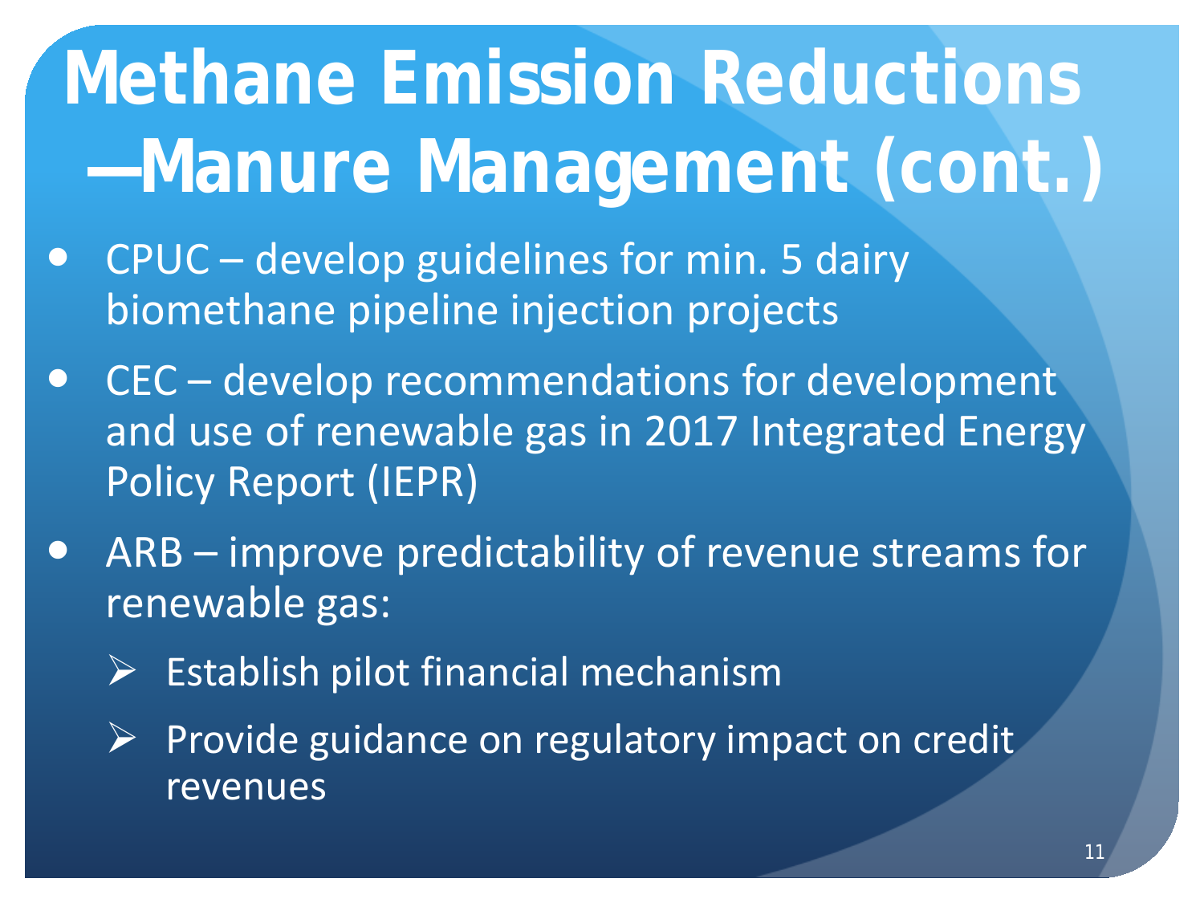# Methane Emission Reductions —Manure Management (cont.)

- CPUC – develop guidelines for min. 5 dairy biomethane pipeline injection projects
- CEC – develop recommendations for development and use of renewable gas in 2017 Integrated Energy Policy Report (IEPR)
- ARB – improve predictability of revenue streams for renewable gas:
  - Establish pilot financial mechanism
  - Provide guidance on regulatory impact on credit revenues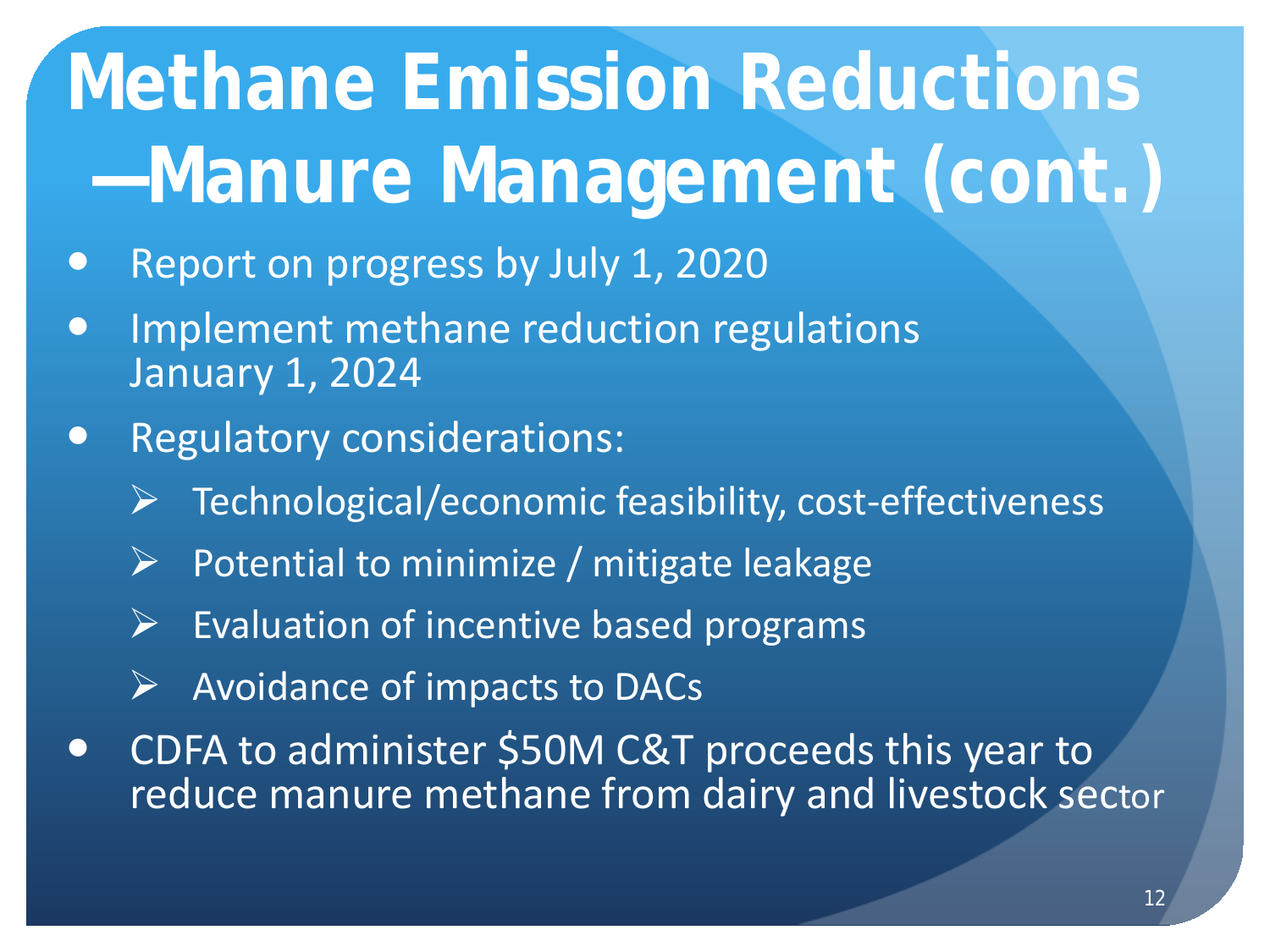# Methane Emission Reductions —Manure Management (cont.)

- Report on progress by July 1, 2020
- Implement methane reduction regulations January 1, 2024
- Regulatory considerations:
  - Technological/economic feasibility, cost-effectiveness
  - Potential to minimize / mitigate leakage
  - Evaluation of incentive based programs
  - Avoidance of impacts to DACs
- CDFA to administer $50M C&T proceeds this year to reduce manure methane from dairy and livestock sector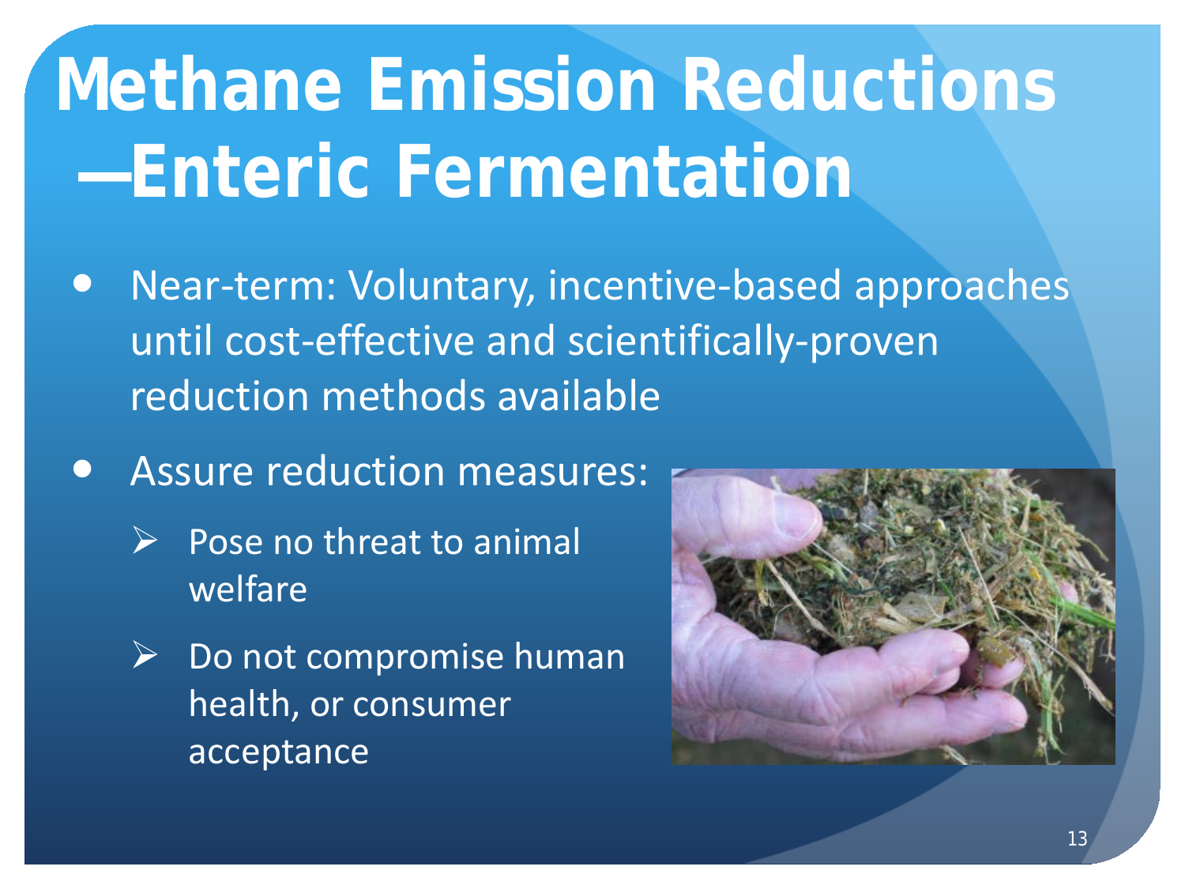# Methane Emission Reductions —Enteric Fermentation

- Near-term: Voluntary, incentive-based approaches until cost-effective and scientifically-proven reduction methods available
- Assure reduction measures:
  - Pose no threat to animal welfare
  - Do not compromise human health, or consumer acceptance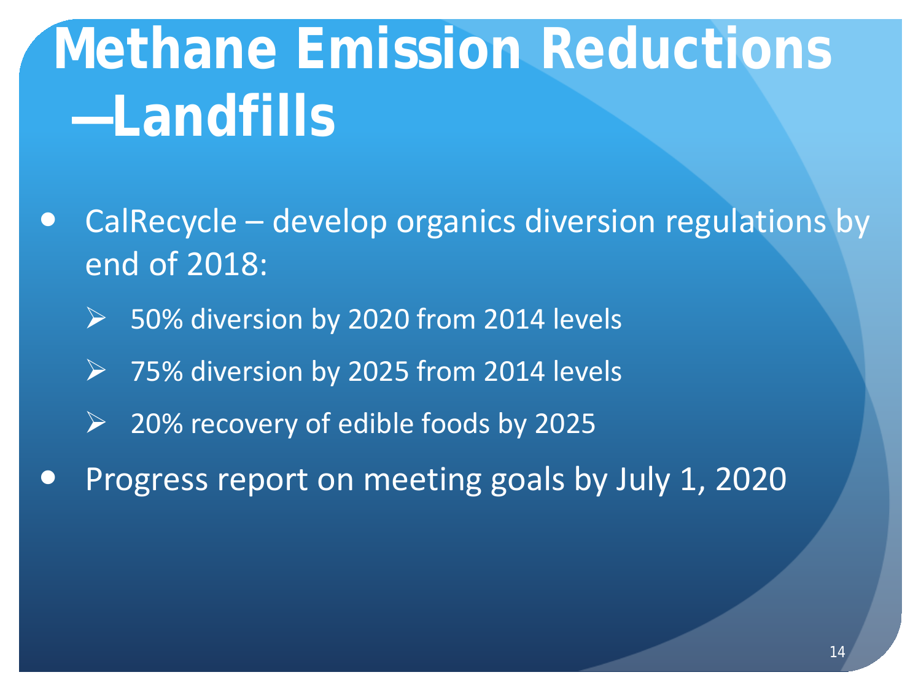# Methane Emission Reductions —Landfills

- CalRecycle – develop organics diversion regulations by end of 2018:
  - 50% diversion by 2020 from 2014 levels
  - 75% diversion by 2025 from 2014 levels
  - 20% recovery of edible foods by 2025
- Progress report on meeting goals by July 1, 2020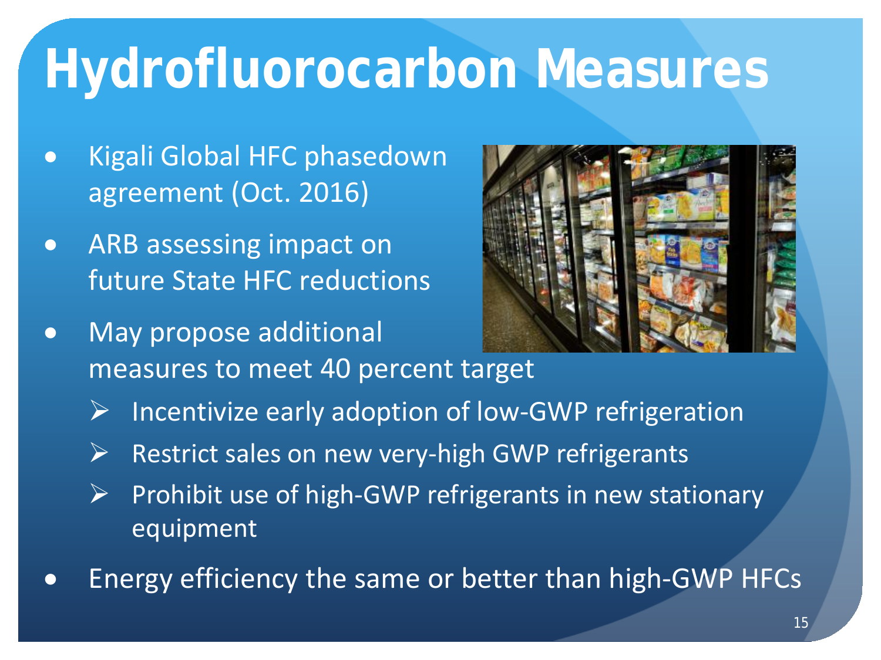# Hydrofluorocarbon Measures

- Kigali Global HFC phasedown agreement (Oct. 2016)
- ARB assessing impact on future State HFC reductions
- May propose additional measures to meet 40 percent target
  - Incentivize early adoption of low-GWP refrigeration
  - Restrict sales on new very-high GWP refrigerants
  - Prohibit use of high-GWP refrigerants in new stationary equipment
- Energy efficiency the same or better than high-GWP HFCs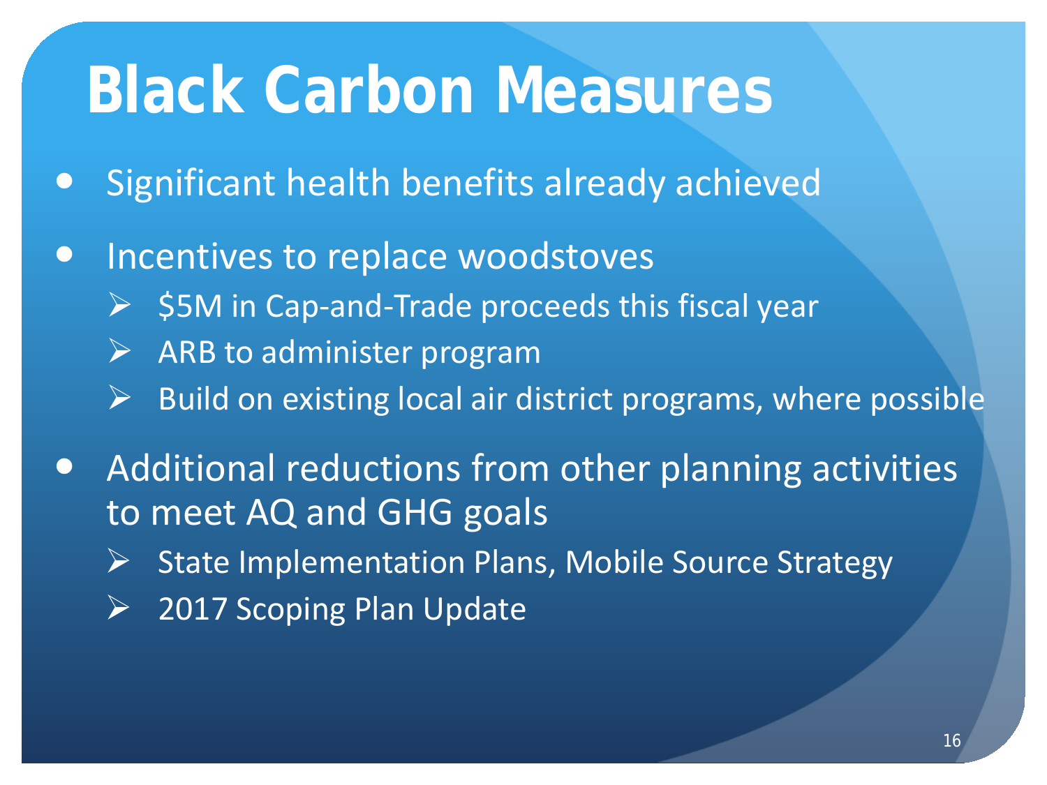# Black Carbon Measures

- Significant health benefits already achieved
- Incentives to replace woodstoves
  - $5M in Cap-and-Trade proceeds this fiscal year
  - ARB to administer program
  - Build on existing local air district programs, where possible
- Additional reductions from other planning activities to meet AQ and GHG goals
  - State Implementation Plans, Mobile Source Strategy
  - 2017 Scoping Plan Update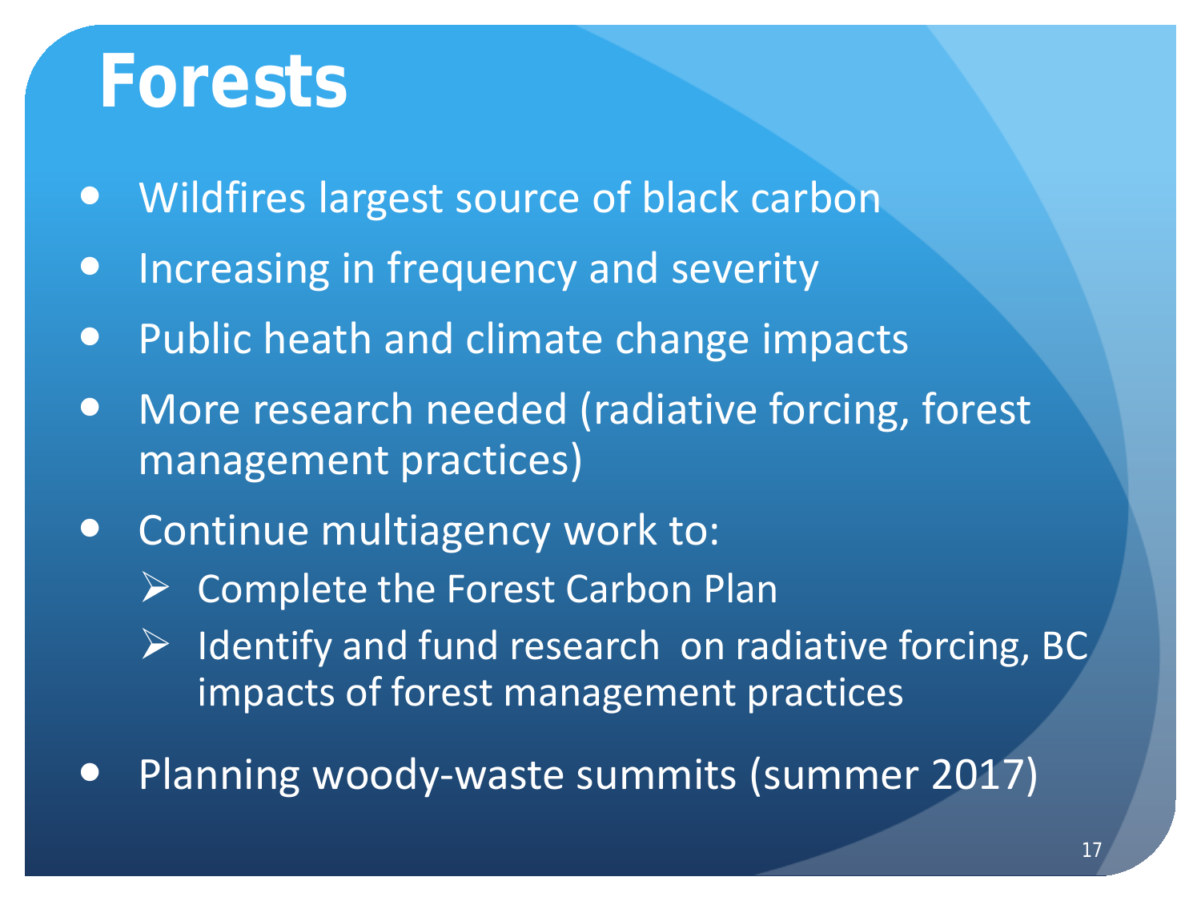# Forests

- Wildfires largest source of black carbon
- Increasing in frequency and severity
- Public heath and climate change impacts
- More research needed (radiative forcing, forest management practices)
- Continue multiagency work to:
  - Complete the Forest Carbon Plan
  - Identify and fund research on radiative forcing, BC impacts of forest management practices
- Planning woody-waste summits (summer 2017)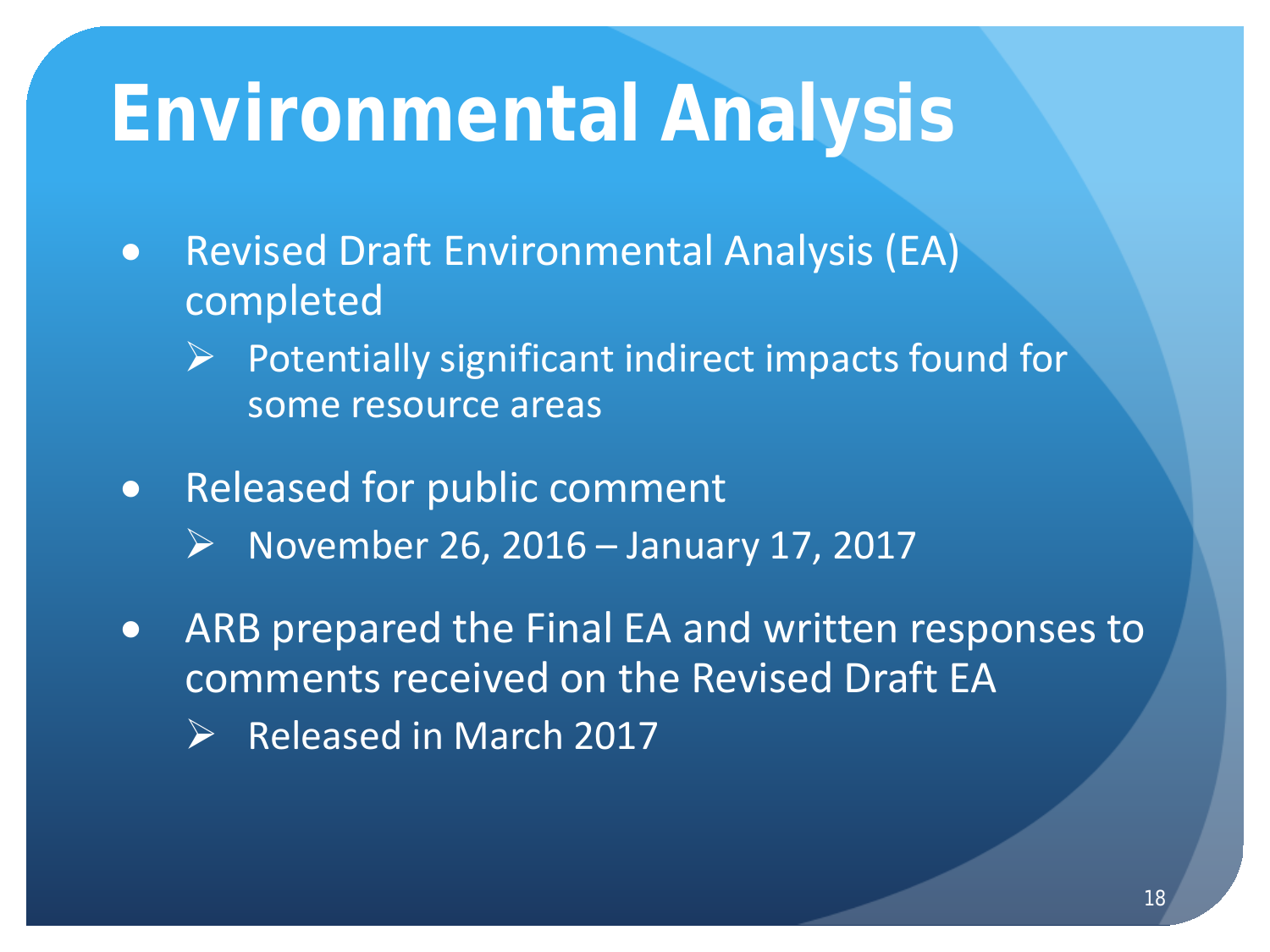# Environmental Analysis

- Revised Draft Environmental Analysis (EA) completed
  - Potentially significant indirect impacts found for some resource areas
- Released for public comment
  - November 26, 2016 – January 17, 2017
- ARB prepared the Final EA and written responses to comments received on the Revised Draft EA
  - Released in March 2017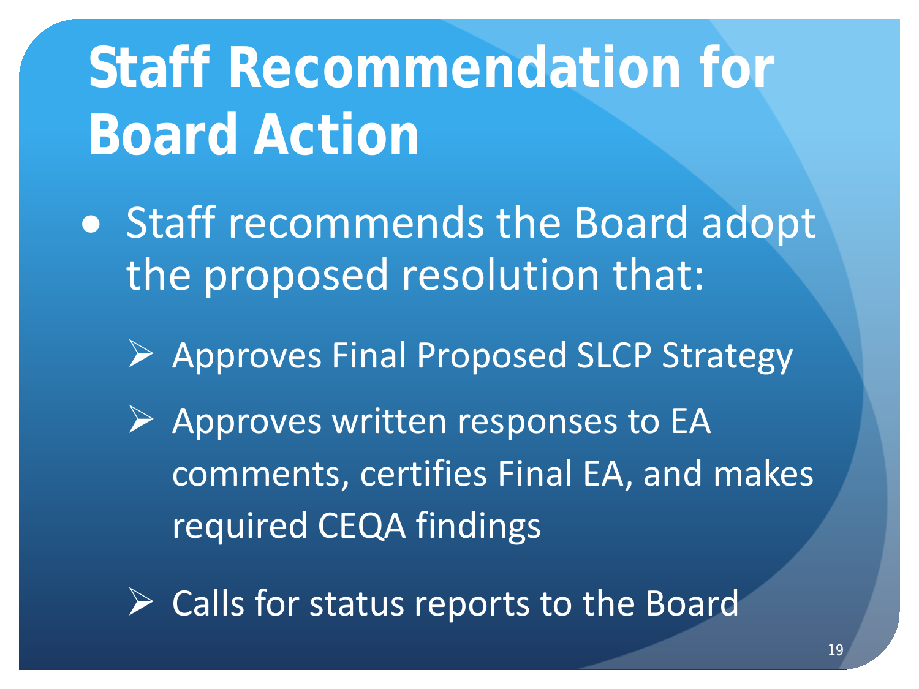# Staff Recommendation for Board Action

- Staff recommends the Board adopt the proposed resolution that:
  - Approves Final Proposed SLCP Strategy
  - Approves written responses to EA comments, certifies Final EA, and makes required CEQA findings
  - Calls for status reports to the Board